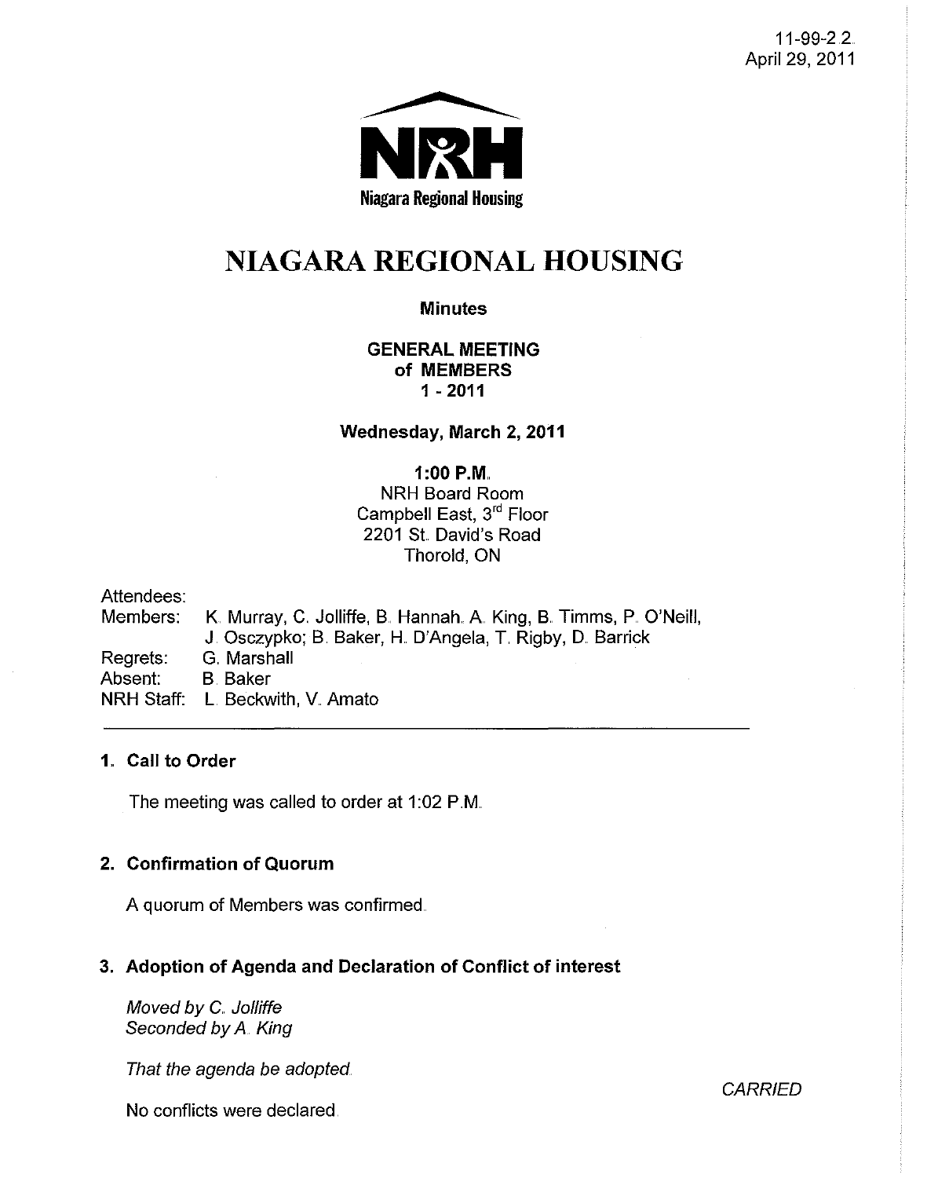11-99-2.2.
April 29, 2011

Niagara Regional Housing

# NIAGARA REGIONAL HOUSING

**Minutes**

**GENERAL MEETING**
**of MEMBERS**
**1 - 2011**

**Wednesday, March 2, 2011**

**1:00 P.M.**
NRH Board Room
Campbell East, 3rd Floor
2201 St. David's Road
Thorold, ON

Attendees:
Members: K. Murray, C. Jolliffe, B. Hannah, A. King, B. Timms, P. O'Neill, J. Osczypko; B. Baker, H. D'Angela, T. Rigby, D. Barrick
Regrets: G. Marshall
Absent: B. Baker
NRH Staff: L. Beckwith, V. Amato

---

## 1. Call to Order

The meeting was called to order at 1:02 P.M.

## 2. Confirmation of Quorum

A quorum of Members was confirmed.

## 3. Adoption of Agenda and Declaration of Conflict of interest

*Moved by C. Jolliffe*
*Seconded by A. King*

*That the agenda be adopted.*

*CARRIED*

No conflicts were declared.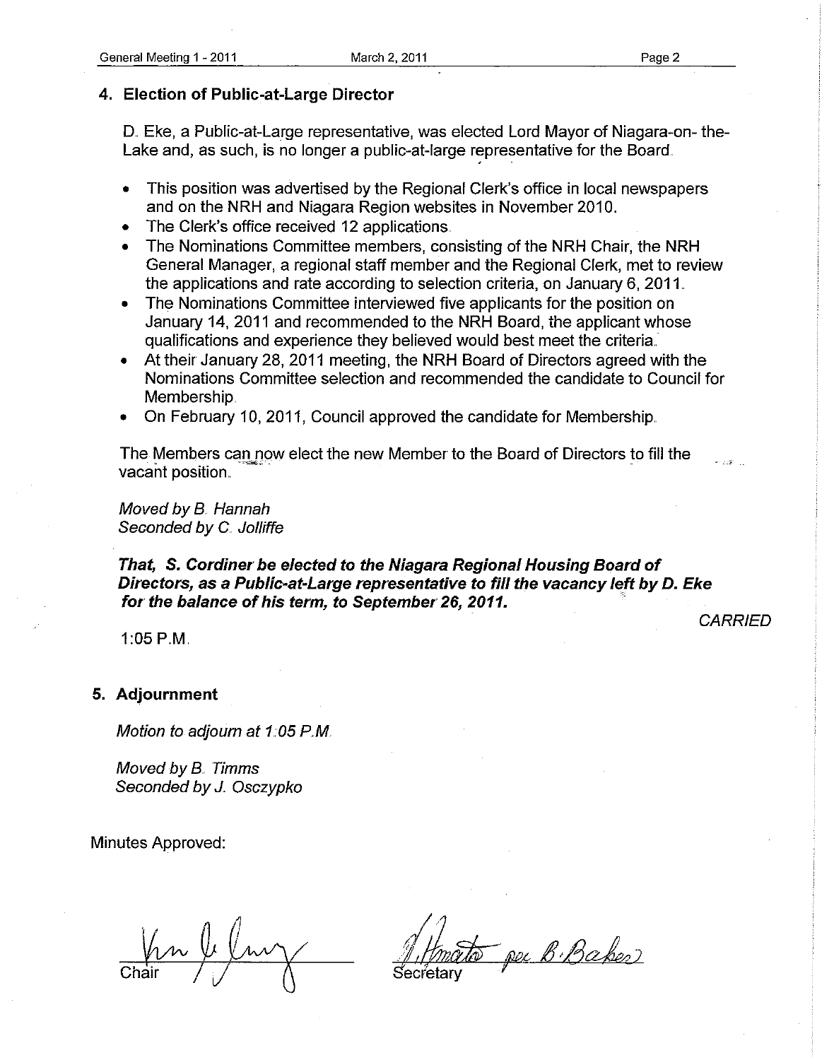## 4. Election of Public-at-Large Director

D. Eke, a Public-at-Large representative, was elected Lord Mayor of Niagara-on- the-Lake and, as such, is no longer a public-at-large representative for the Board.

- This position was advertised by the Regional Clerk's office in local newspapers and on the NRH and Niagara Region websites in November 2010.
- The Clerk's office received 12 applications.
- The Nominations Committee members, consisting of the NRH Chair, the NRH General Manager, a regional staff member and the Regional Clerk, met to review the applications and rate according to selection criteria, on January 6, 2011.
- The Nominations Committee interviewed five applicants for the position on January 14, 2011 and recommended to the NRH Board, the applicant whose qualifications and experience they believed would best meet the criteria.
- At their January 28, 2011 meeting, the NRH Board of Directors agreed with the Nominations Committee selection and recommended the candidate to Council for Membership.
- On February 10, 2011, Council approved the candidate for Membership.

The Members can now elect the new Member to the Board of Directors to fill the vacant position.

*Moved by B. Hannah*
*Seconded by C. Jolliffe*

***That, S. Cordiner be elected to the Niagara Regional Housing Board of Directors, as a Public-at-Large representative to fill the vacancy left by D. Eke for the balance of his term, to September 26, 2011.***

*CARRIED*

1:05 P.M.

## 5. Adjournment

*Motion to adjourn at 1:05 P.M.*

*Moved by B. Timms*
*Seconded by J. Osczypko*

Minutes Approved:

Chair

Secretary